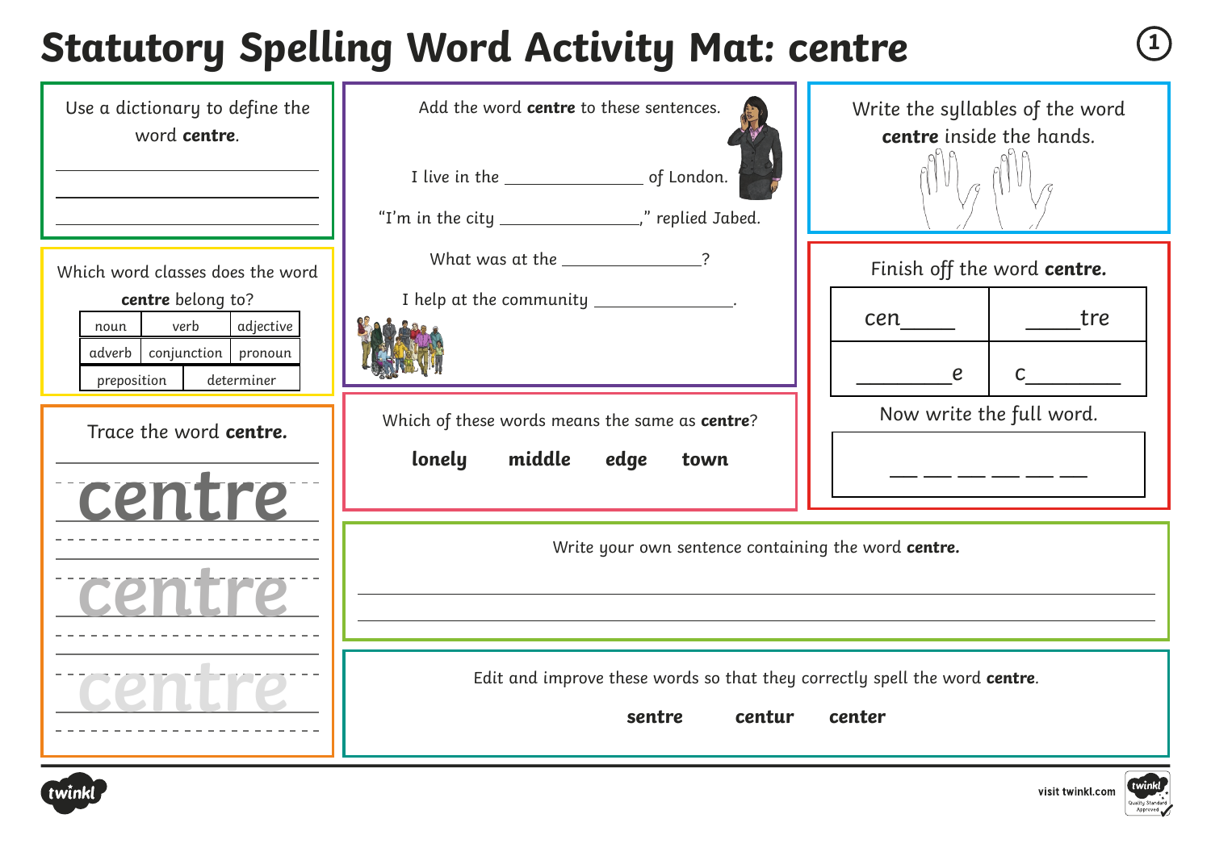# Statutory Spelling Word Activity Mat: centre

Use a dictionary to define the word **centre**.

Which word classes does the word **centre** belong to?

| | | |
|---|---|---|
| noun | verb | adjective |
| adverb | conjunction | pronoun |
| preposition | determiner | |

Trace the word **centre.**

centre

centre

centre

Add the word **centre** to these sentences.

I live in the ______________ of London.

"I'm in the city ______________," replied Jabed.

What was at the ______________?

I help at the community ______________.

Which of these words means the same as **centre**?

**lonely** **middle** **edge** **town**

Write the syllables of the word **centre** inside the hands.

Finish off the word **centre.**

| | |
|---|---|
| cen_____ | _____tre |
| ________e | c________ |

Now write the full word.

__ __ __ __ __ __

Write your own sentence containing the word **centre.**

Edit and improve these words so that they correctly spell the word **centre**.

**sentre** **centur** **center**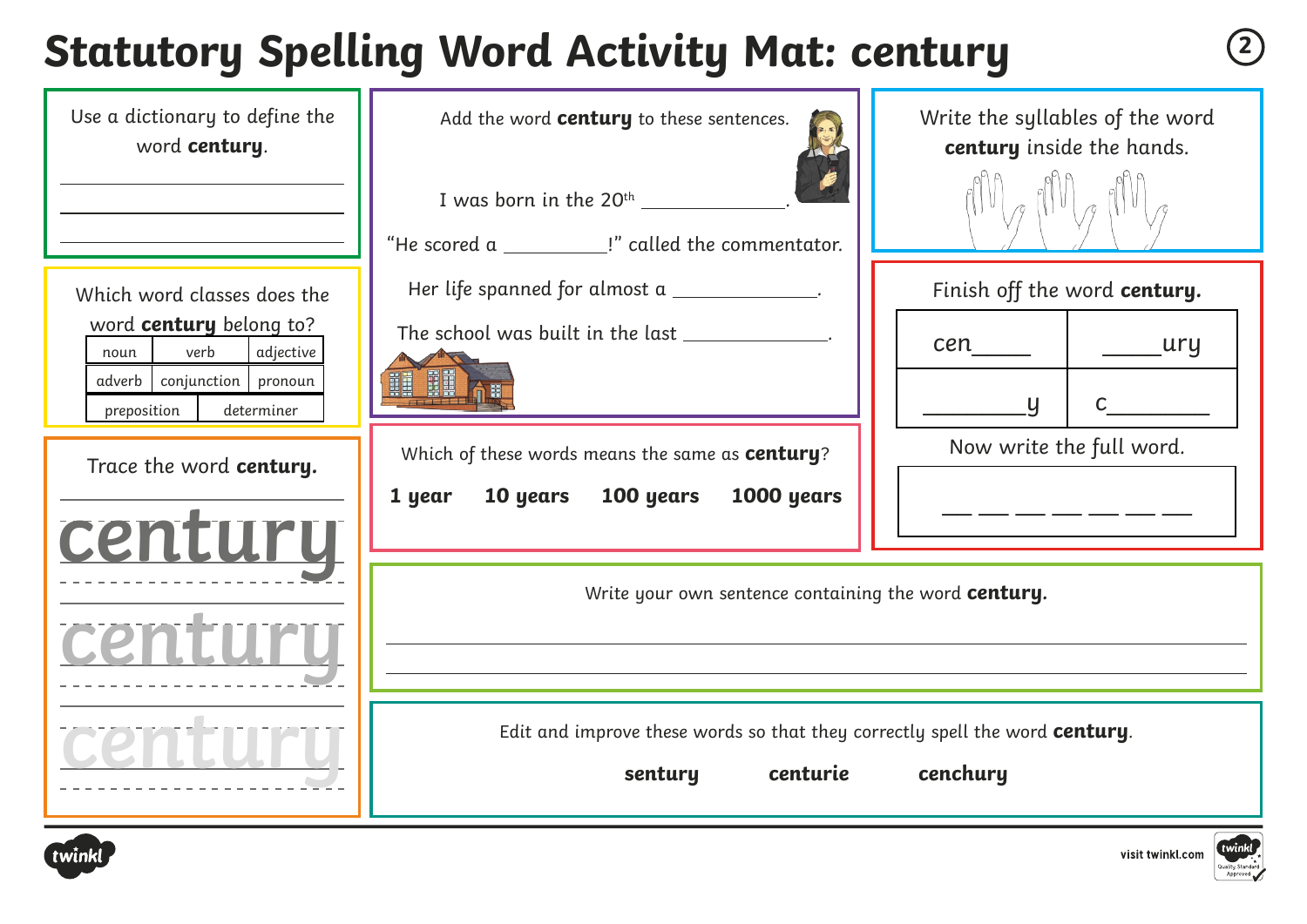# Statutory Spelling Word Activity Mat: century

Use a dictionary to define the word **century**.

______________________

______________________

______________________

Which word classes does the word **century** belong to?

| | | |
|---|---|---|
| noun | verb | adjective |
| adverb | conjunction | pronoun |
| preposition | determiner | |

Trace the word **century.**

century

century

century

Add the word **century** to these sentences.

I was born in the 20th ______________.

"He scored a __________!" called the commentator.

Her life spanned for almost a ______________.

The school was built in the last ______________.

Which of these words means the same as **century**?

**1 year** **10 years** **100 years** **1000 years**

Write the syllables of the word **century** inside the hands.

Finish off the word **century.**

| | |
|---|---|
| cen_____ | _____ury |
| ________y | c________ |

Now write the full word.

__ __ __ __ __ __ __

Write your own sentence containing the word **century**.

______________________________________________

______________________________________________

Edit and improve these words so that they correctly spell the word **century**.

**sentury** **centurie** **cenchury**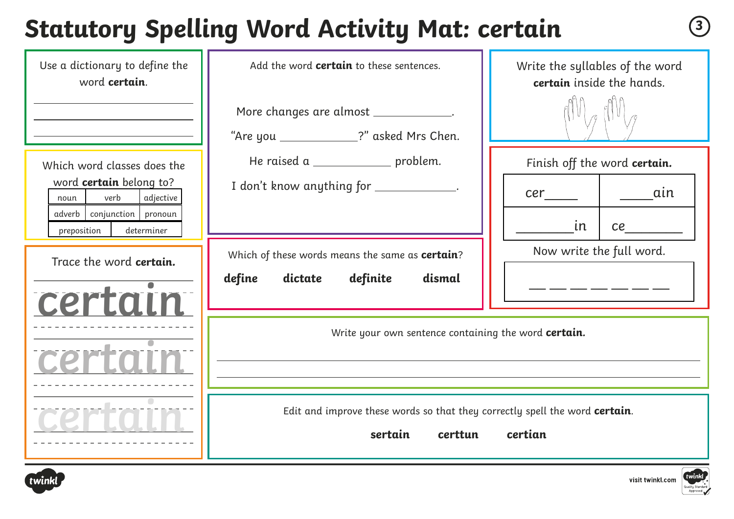# Statutory Spelling Word Activity Mat: certain

Use a dictionary to define the word **certain**.

Which word classes does the word **certain** belong to?

| | | |
|---|---|---|
| noun | verb | adjective |
| adverb | conjunction | pronoun |
| preposition | determiner | |

Trace the word **certain.**

certain

certain

certain

Add the word **certain** to these sentences.

More changes are almost ____________.

"Are you ____________?" asked Mrs Chen.

He raised a ____________ problem.

I don't know anything for ____________.

Which of these words means the same as **certain**?

**define** **dictate** **definite** **dismal**

Write the syllables of the word **certain** inside the hands.

Finish off the word **certain.**

| | |
|---|---|
| cer____ | ____ain |
| ________in | ce________ |

Now write the full word.

__ __ __ __ __ __ __

Write your own sentence containing the word **certain.**

Edit and improve these words so that they correctly spell the word **certain**.

**sertain** **certtun** **certian**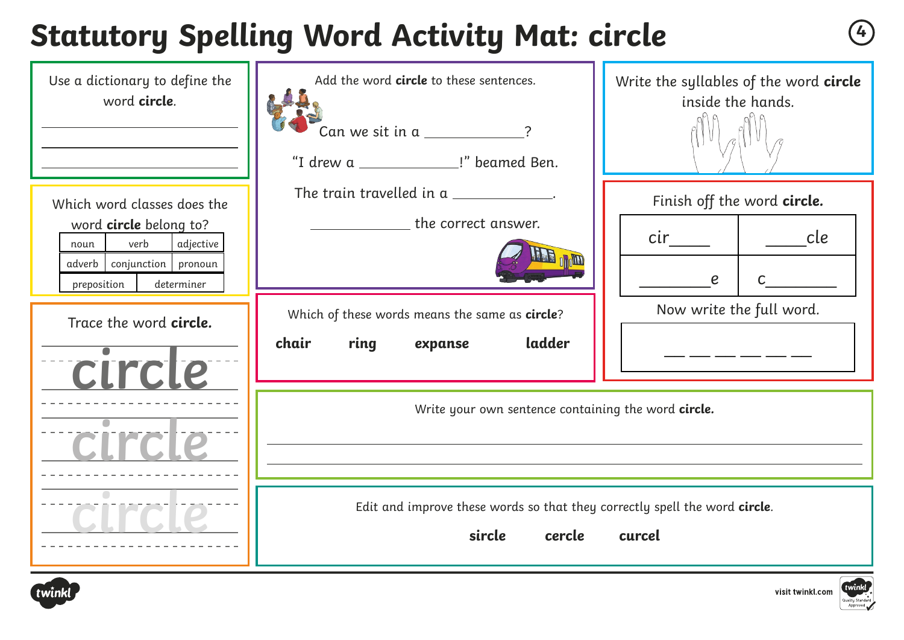# Statutory Spelling Word Activity Mat: circle

Use a dictionary to define the word **circle**.

_______________________________

_______________________________

_______________________________

Add the word **circle** to these sentences.

Can we sit in a ____________?

"I drew a ____________!" beamed Ben.

The train travelled in a ____________.

____________ the correct answer.

Write the syllables of the word **circle** inside the hands.

Which word classes does the word **circle** belong to?

| | | |
|---|---|---|
| noun | verb | adjective |
| adverb | conjunction | pronoun |
| preposition | determiner | |

Finish off the word **circle.**

| | |
|---|---|
| cir____ | ____cle |
| ______e | c______ |

Now write the full word.

__ __ __ __ __ __

Trace the word **circle.**

circle

circle

circle

Which of these words means the same as **circle**?

**chair** **ring** **expanse** **ladder**

Write your own sentence containing the word **circle.**

_______________________________

_______________________________

Edit and improve these words so that they correctly spell the word **circle**.

**sircle** **cercle** **curcel**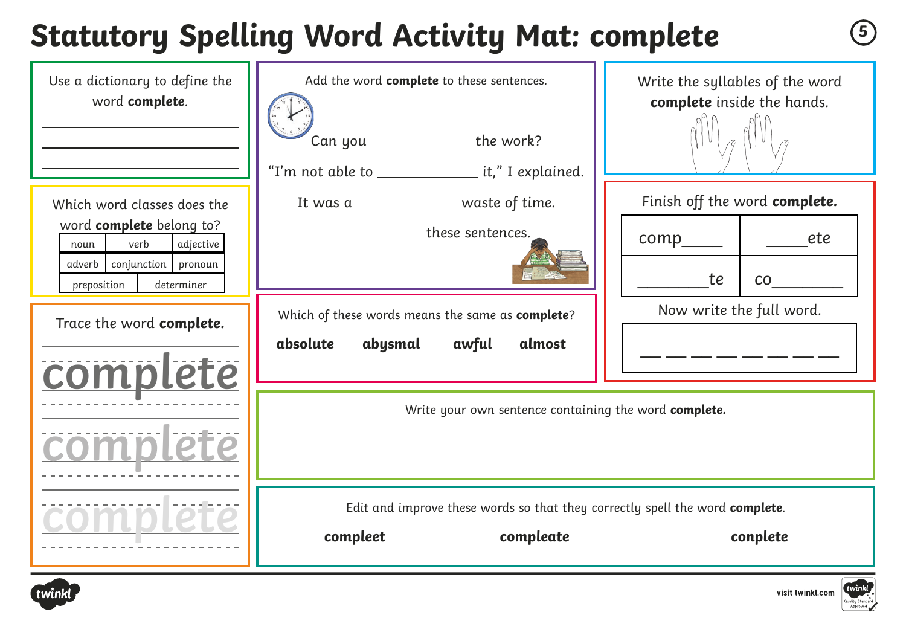# Statutory Spelling Word Activity Mat: complete

Use a dictionary to define the word **complete**.

___________________________

___________________________

___________________________

Which word classes does the word **complete** belong to?

| | | |
|---|---|---|
| noun | verb | adjective |
| adverb | conjunction | pronoun |
| preposition | determiner | |

Trace the word **complete.**

complete

complete

complete

Add the word **complete** to these sentences.

Can you ____________ the work?

"I'm not able to ____________ it," I explained.

It was a ____________ waste of time.

____________ these sentences.

Which of these words means the same as **complete**?

**absolute** **abysmal** **awful** **almost**

Write the syllables of the word **complete** inside the hands.

Finish off the word **complete.**

| | |
|---|---|
| comp_____ | _____ete |
| ________te | co________ |

Now write the full word.

__ __ __ __ __ __ __ __

Write your own sentence containing the word **complete.**

___________________________

___________________________

Edit and improve these words so that they correctly spell the word **complete**.

**compleet** **compleate** **conplete**